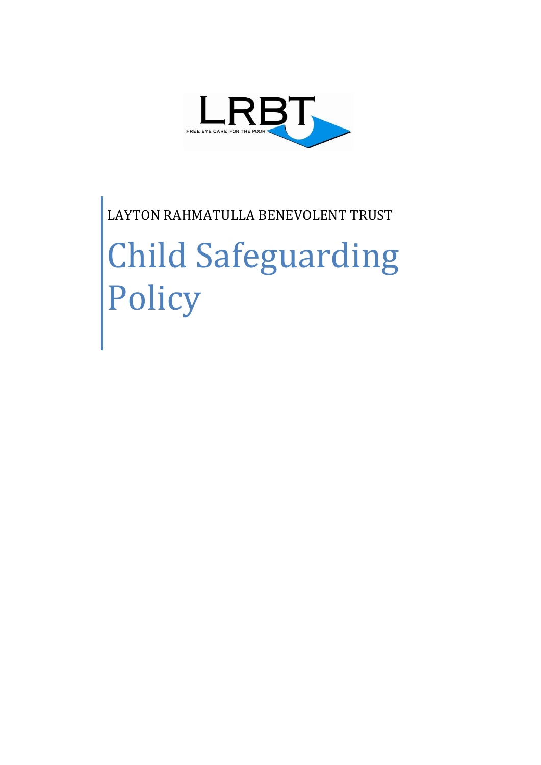LRBT

FREE EYE CARE FOR THE POOR

LAYTON RAHMATULLA BENEVOLENT TRUST

# Child Safeguarding Policy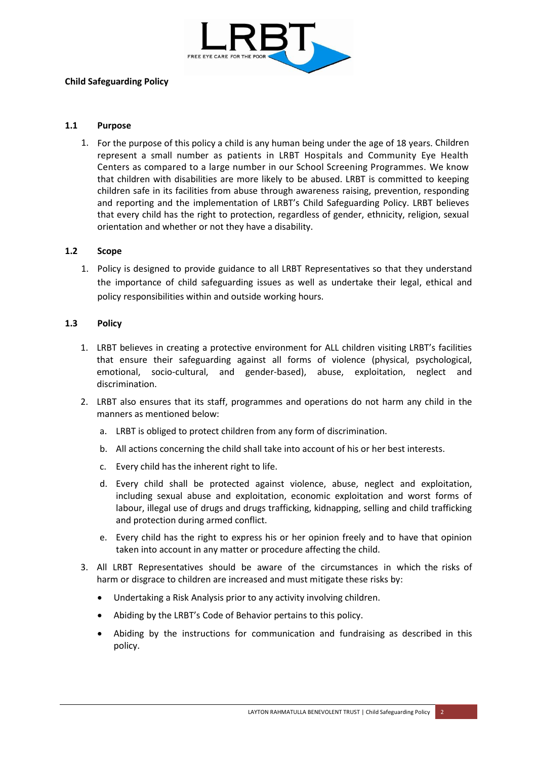**Child Safeguarding Policy**

## 1.1 Purpose

1. For the purpose of this policy a child is any human being under the age of 18 years. Children represent a small number as patients in LRBT Hospitals and Community Eye Health Centers as compared to a large number in our School Screening Programmes. We know that children with disabilities are more likely to be abused. LRBT is committed to keeping children safe in its facilities from abuse through awareness raising, prevention, responding and reporting and the implementation of LRBT's Child Safeguarding Policy. LRBT believes that every child has the right to protection, regardless of gender, ethnicity, religion, sexual orientation and whether or not they have a disability.

## 1.2 Scope

1. Policy is designed to provide guidance to all LRBT Representatives so that they understand the importance of child safeguarding issues as well as undertake their legal, ethical and policy responsibilities within and outside working hours.

## 1.3 Policy

1. LRBT believes in creating a protective environment for ALL children visiting LRBT's facilities that ensure their safeguarding against all forms of violence (physical, psychological, emotional, socio-cultural, and gender-based), abuse, exploitation, neglect and discrimination.
2. LRBT also ensures that its staff, programmes and operations do not harm any child in the manners as mentioned below:
   a. LRBT is obliged to protect children from any form of discrimination.
   b. All actions concerning the child shall take into account of his or her best interests.
   c. Every child has the inherent right to life.
   d. Every child shall be protected against violence, abuse, neglect and exploitation, including sexual abuse and exploitation, economic exploitation and worst forms of labour, illegal use of drugs and drugs trafficking, kidnapping, selling and child trafficking and protection during armed conflict.
   e. Every child has the right to express his or her opinion freely and to have that opinion taken into account in any matter or procedure affecting the child.
3. All LRBT Representatives should be aware of the circumstances in which the risks of harm or disgrace to children are increased and must mitigate these risks by:
   - Undertaking a Risk Analysis prior to any activity involving children.
   - Abiding by the LRBT's Code of Behavior pertains to this policy.
   - Abiding by the instructions for communication and fundraising as described in this policy.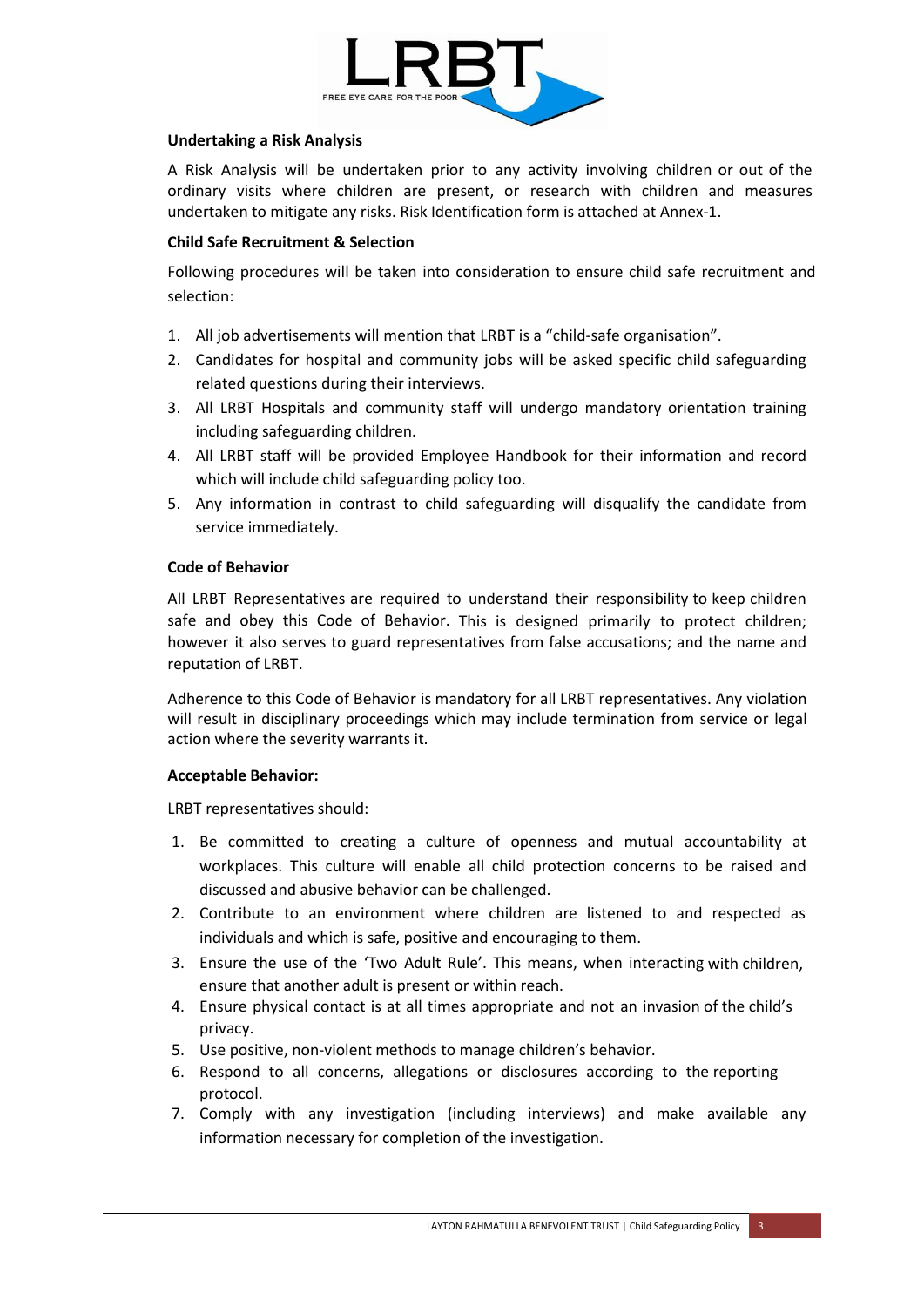**Undertaking a Risk Analysis**

A Risk Analysis will be undertaken prior to any activity involving children or out of the ordinary visits where children are present, or research with children and measures undertaken to mitigate any risks. Risk Identification form is attached at Annex-1.

**Child Safe Recruitment & Selection**

Following procedures will be taken into consideration to ensure child safe recruitment and selection:

1. All job advertisements will mention that LRBT is a "child-safe organisation".
2. Candidates for hospital and community jobs will be asked specific child safeguarding related questions during their interviews.
3. All LRBT Hospitals and community staff will undergo mandatory orientation training including safeguarding children.
4. All LRBT staff will be provided Employee Handbook for their information and record which will include child safeguarding policy too.
5. Any information in contrast to child safeguarding will disqualify the candidate from service immediately.

**Code of Behavior**

All LRBT Representatives are required to understand their responsibility to keep children safe and obey this Code of Behavior. This is designed primarily to protect children; however it also serves to guard representatives from false accusations; and the name and reputation of LRBT.

Adherence to this Code of Behavior is mandatory for all LRBT representatives. Any violation will result in disciplinary proceedings which may include termination from service or legal action where the severity warrants it.

**Acceptable Behavior:**

LRBT representatives should:

1. Be committed to creating a culture of openness and mutual accountability at workplaces. This culture will enable all child protection concerns to be raised and discussed and abusive behavior can be challenged.
2. Contribute to an environment where children are listened to and respected as individuals and which is safe, positive and encouraging to them.
3. Ensure the use of the 'Two Adult Rule'. This means, when interacting with children, ensure that another adult is present or within reach.
4. Ensure physical contact is at all times appropriate and not an invasion of the child's privacy.
5. Use positive, non-violent methods to manage children's behavior.
6. Respond to all concerns, allegations or disclosures according to the reporting protocol.
7. Comply with any investigation (including interviews) and make available any information necessary for completion of the investigation.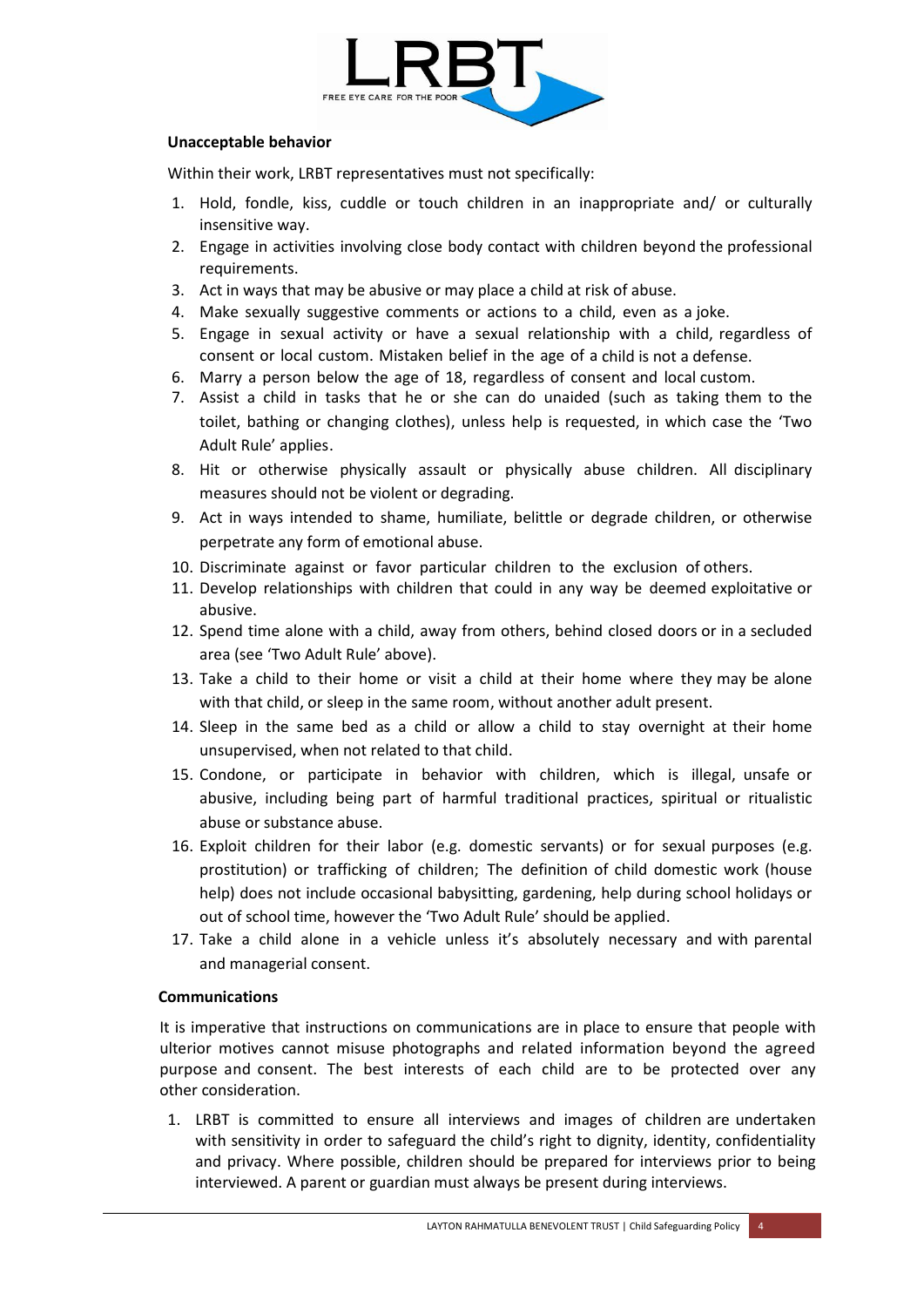#### Unacceptable behavior

Within their work, LRBT representatives must not specifically:

1. Hold, fondle, kiss, cuddle or touch children in an inappropriate and/ or culturally insensitive way.
2. Engage in activities involving close body contact with children beyond the professional requirements.
3. Act in ways that may be abusive or may place a child at risk of abuse.
4. Make sexually suggestive comments or actions to a child, even as a joke.
5. Engage in sexual activity or have a sexual relationship with a child, regardless of consent or local custom. Mistaken belief in the age of a child is not a defense.
6. Marry a person below the age of 18, regardless of consent and local custom.
7. Assist a child in tasks that he or she can do unaided (such as taking them to the toilet, bathing or changing clothes), unless help is requested, in which case the 'Two Adult Rule' applies.
8. Hit or otherwise physically assault or physically abuse children. All disciplinary measures should not be violent or degrading.
9. Act in ways intended to shame, humiliate, belittle or degrade children, or otherwise perpetrate any form of emotional abuse.
10. Discriminate against or favor particular children to the exclusion of others.
11. Develop relationships with children that could in any way be deemed exploitative or abusive.
12. Spend time alone with a child, away from others, behind closed doors or in a secluded area (see 'Two Adult Rule' above).
13. Take a child to their home or visit a child at their home where they may be alone with that child, or sleep in the same room, without another adult present.
14. Sleep in the same bed as a child or allow a child to stay overnight at their home unsupervised, when not related to that child.
15. Condone, or participate in behavior with children, which is illegal, unsafe or abusive, including being part of harmful traditional practices, spiritual or ritualistic abuse or substance abuse.
16. Exploit children for their labor (e.g. domestic servants) or for sexual purposes (e.g. prostitution) or trafficking of children; The definition of child domestic work (house help) does not include occasional babysitting, gardening, help during school holidays or out of school time, however the 'Two Adult Rule' should be applied.
17. Take a child alone in a vehicle unless it's absolutely necessary and with parental and managerial consent.

#### Communications

It is imperative that instructions on communications are in place to ensure that people with ulterior motives cannot misuse photographs and related information beyond the agreed purpose and consent. The best interests of each child are to be protected over any other consideration.

1. LRBT is committed to ensure all interviews and images of children are undertaken with sensitivity in order to safeguard the child's right to dignity, identity, confidentiality and privacy. Where possible, children should be prepared for interviews prior to being interviewed. A parent or guardian must always be present during interviews.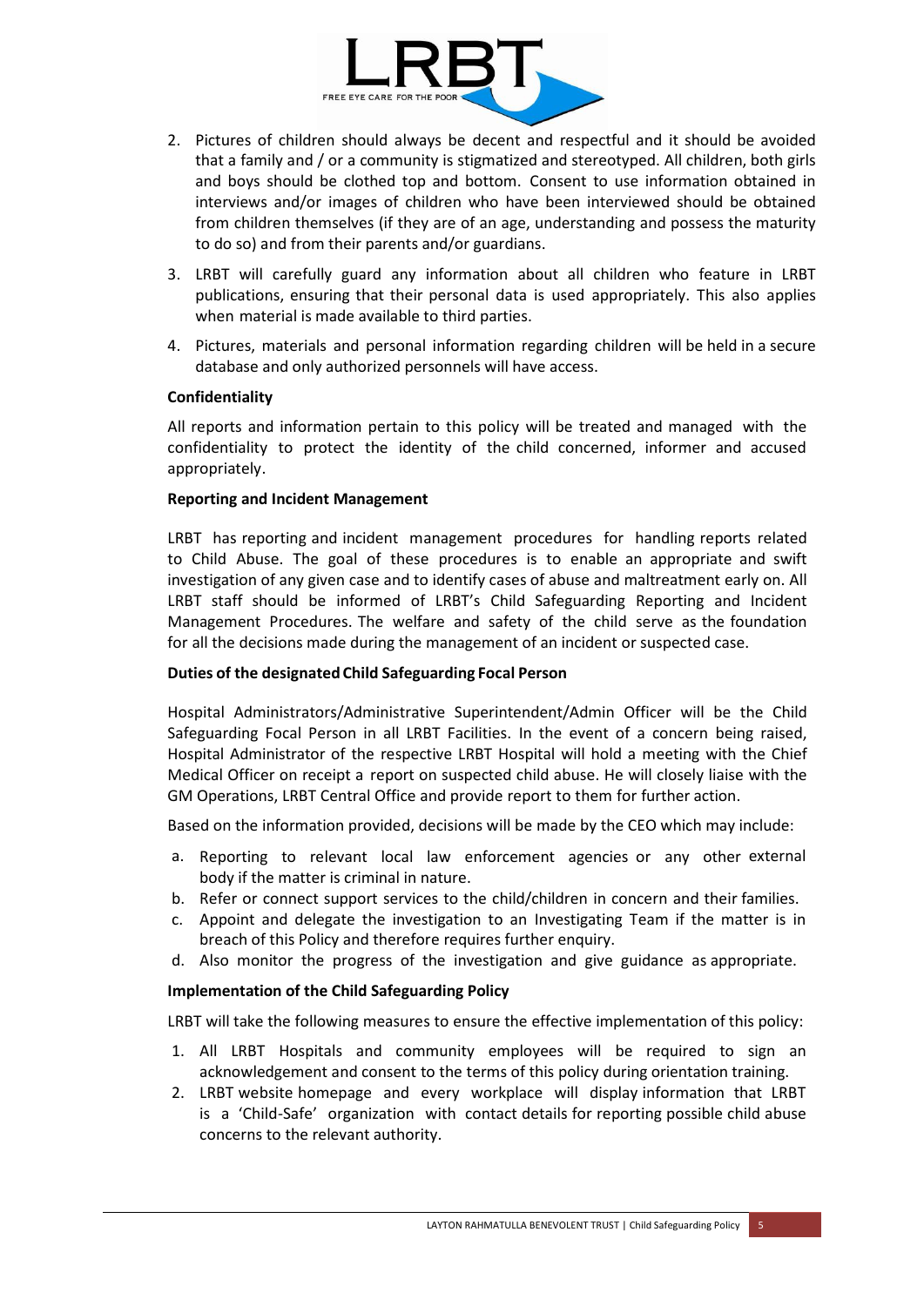2. Pictures of children should always be decent and respectful and it should be avoided that a family and / or a community is stigmatized and stereotyped. All children, both girls and boys should be clothed top and bottom. Consent to use information obtained in interviews and/or images of children who have been interviewed should be obtained from children themselves (if they are of an age, understanding and possess the maturity to do so) and from their parents and/or guardians.
3. LRBT will carefully guard any information about all children who feature in LRBT publications, ensuring that their personal data is used appropriately. This also applies when material is made available to third parties.
4. Pictures, materials and personal information regarding children will be held in a secure database and only authorized personnels will have access.

**Confidentiality**

All reports and information pertain to this policy will be treated and managed with the confidentiality to protect the identity of the child concerned, informer and accused appropriately.

**Reporting and Incident Management**

LRBT has reporting and incident management procedures for handling reports related to Child Abuse. The goal of these procedures is to enable an appropriate and swift investigation of any given case and to identify cases of abuse and maltreatment early on. All LRBT staff should be informed of LRBT's Child Safeguarding Reporting and Incident Management Procedures. The welfare and safety of the child serve as the foundation for all the decisions made during the management of an incident or suspected case.

**Duties of the designated Child Safeguarding Focal Person**

Hospital Administrators/Administrative Superintendent/Admin Officer will be the Child Safeguarding Focal Person in all LRBT Facilities. In the event of a concern being raised, Hospital Administrator of the respective LRBT Hospital will hold a meeting with the Chief Medical Officer on receipt a report on suspected child abuse. He will closely liaise with the GM Operations, LRBT Central Office and provide report to them for further action.

Based on the information provided, decisions will be made by the CEO which may include:

a. Reporting to relevant local law enforcement agencies or any other external body if the matter is criminal in nature.
b. Refer or connect support services to the child/children in concern and their families.
c. Appoint and delegate the investigation to an Investigating Team if the matter is in breach of this Policy and therefore requires further enquiry.
d. Also monitor the progress of the investigation and give guidance as appropriate.

**Implementation of the Child Safeguarding Policy**

LRBT will take the following measures to ensure the effective implementation of this policy:

1. All LRBT Hospitals and community employees will be required to sign an acknowledgement and consent to the terms of this policy during orientation training.
2. LRBT website homepage and every workplace will display information that LRBT is a 'Child-Safe' organization with contact details for reporting possible child abuse concerns to the relevant authority.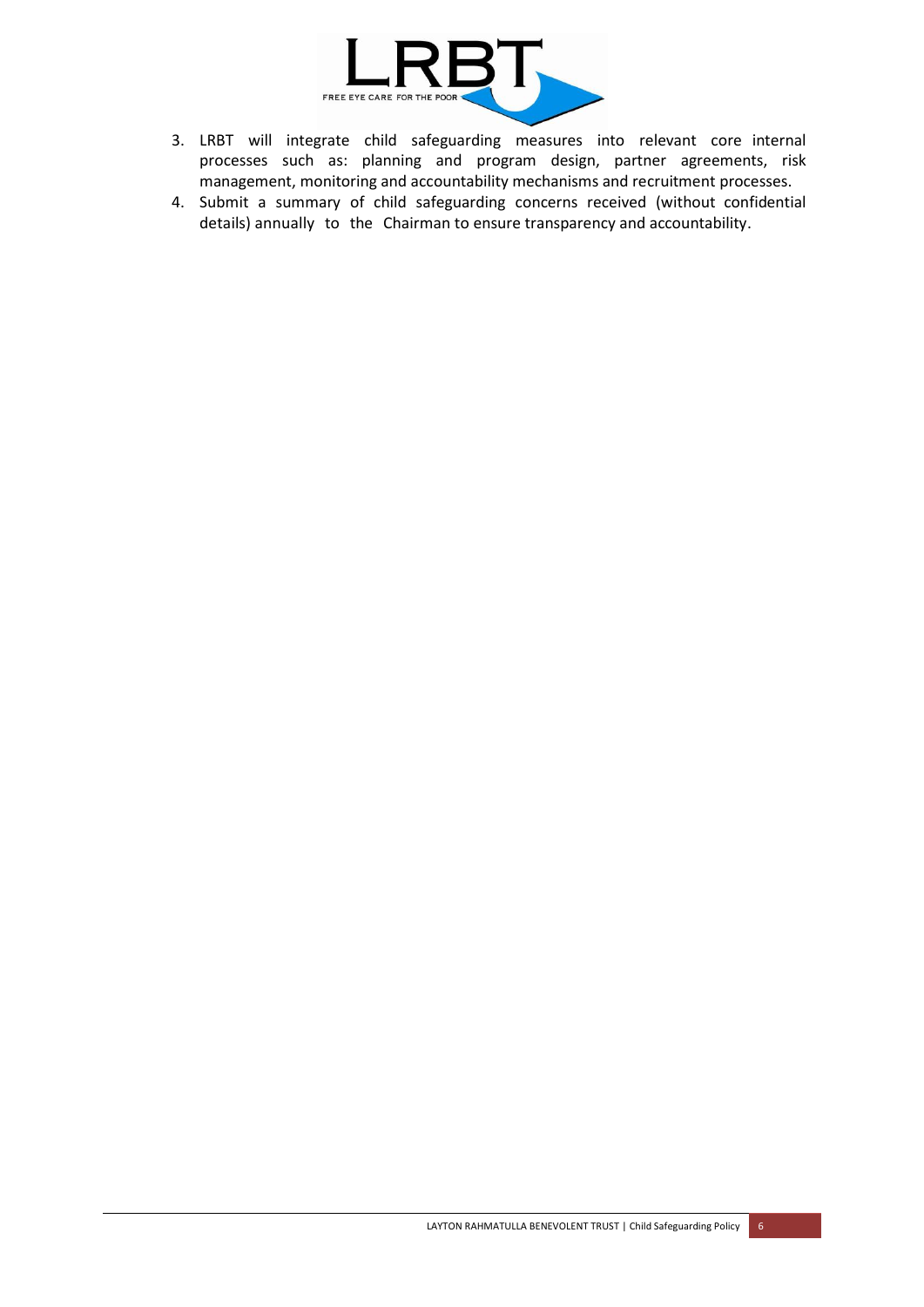3. LRBT will integrate child safeguarding measures into relevant core internal processes such as: planning and program design, partner agreements, risk management, monitoring and accountability mechanisms and recruitment processes.
4. Submit a summary of child safeguarding concerns received (without confidential details) annually to the Chairman to ensure transparency and accountability.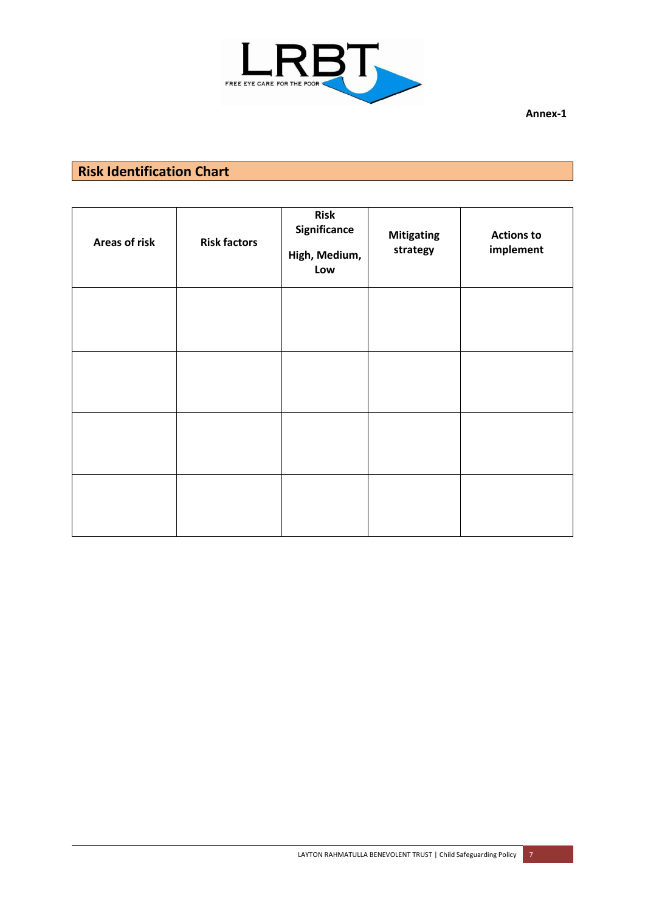Annex-1

## Risk Identification Chart

| Areas of risk | Risk factors | Risk Significance<br>High, Medium, Low | Mitigating strategy | Actions to implement |
|---|---|---|---|---|
| | | | | |
| | | | | |
| | | | | |
| | | | | |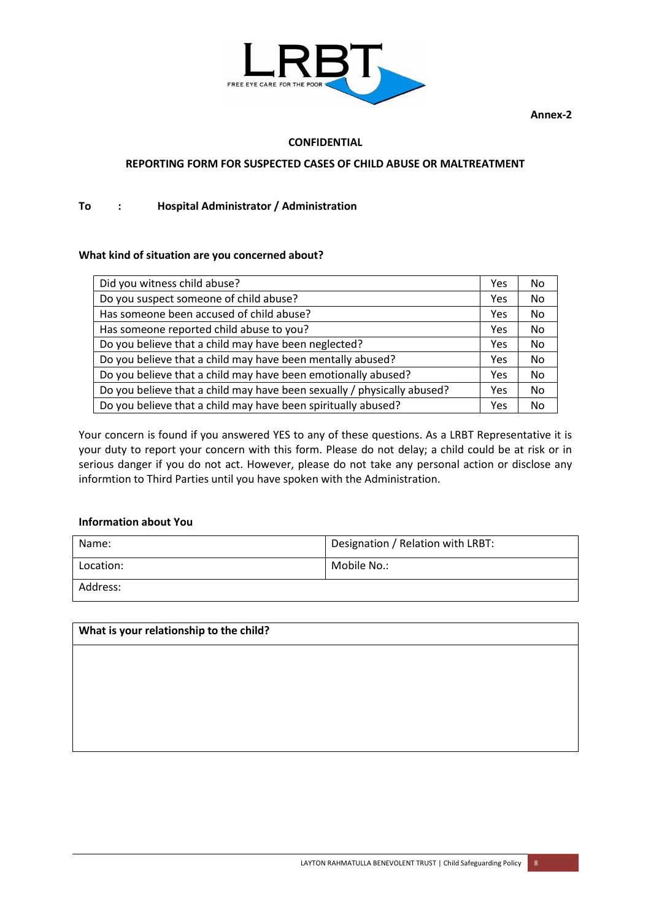**Annex-2**

**CONFIDENTIAL**

**REPORTING FORM FOR SUSPECTED CASES OF CHILD ABUSE OR MALTREATMENT**

**To : Hospital Administrator / Administration**

**What kind of situation are you concerned about?**

| | | |
|---|---|---|
| Did you witness child abuse? | Yes | No |
| Do you suspect someone of child abuse? | Yes | No |
| Has someone been accused of child abuse? | Yes | No |
| Has someone reported child abuse to you? | Yes | No |
| Do you believe that a child may have been neglected? | Yes | No |
| Do you believe that a child may have been mentally abused? | Yes | No |
| Do you believe that a child may have been emotionally abused? | Yes | No |
| Do you believe that a child may have been sexually / physically abused? | Yes | No |
| Do you believe that a child may have been spiritually abused? | Yes | No |

Your concern is found if you answered YES to any of these questions. As a LRBT Representative it is your duty to report your concern with this form. Please do not delay; a child could be at risk or in serious danger if you do not act. However, please do not take any personal action or disclose any informtion to Third Parties until you have spoken with the Administration.

**Information about You**

| | |
|---|---|
| Name: | Designation / Relation with LRBT: |
| Location: | Mobile No.: |
| Address: | |

| **What is your relationship to the child?** |
|---|
| |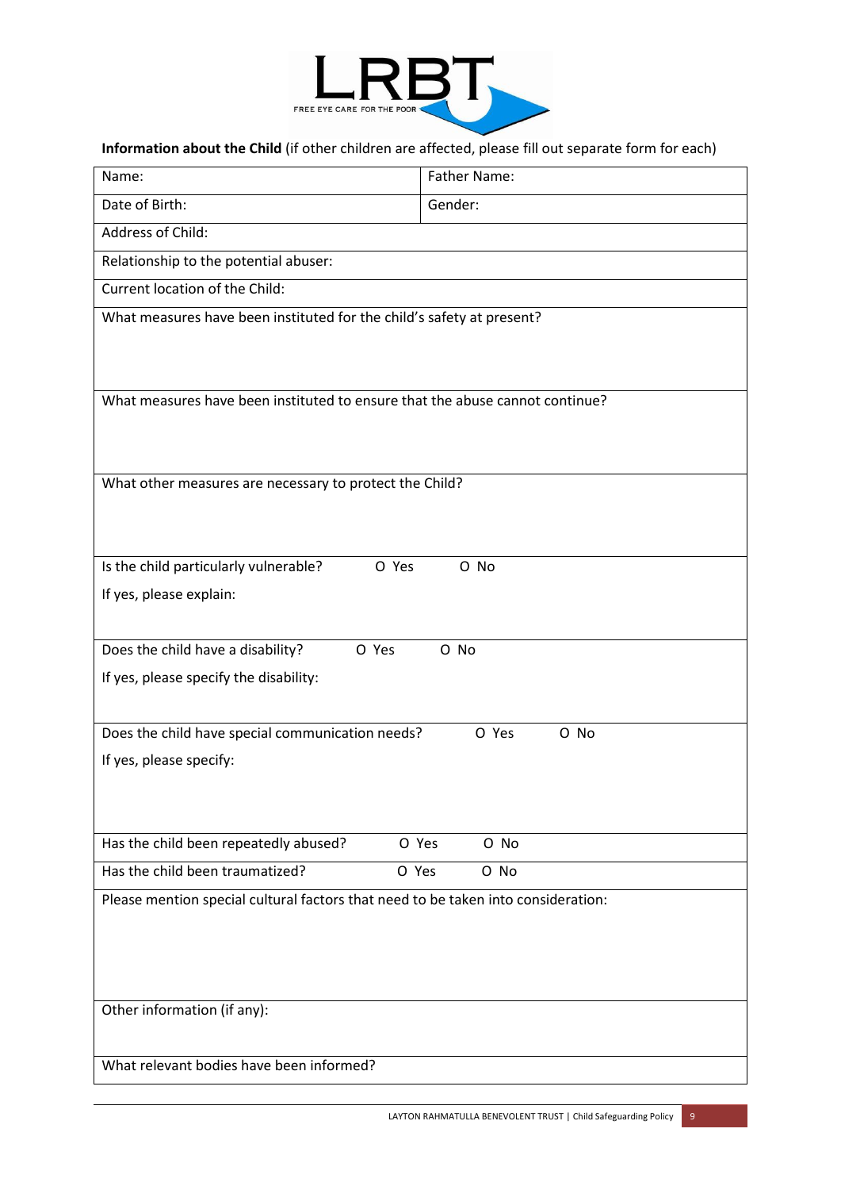**Information about the Child** (if other children are affected, please fill out separate form for each)

| Name: | Father Name: |
|---|---|
| Date of Birth: | Gender: |
| Address of Child: | |
| Relationship to the potential abuser: | |
| Current location of the Child: | |
| What measures have been instituted for the child's safety at present? | |
| What measures have been instituted to ensure that the abuse cannot continue? | |
| What other measures are necessary to protect the Child? | |
| Is the child particularly vulnerable? O Yes O No<br>If yes, please explain: | |
| Does the child have a disability? O Yes O No<br>If yes, please specify the disability: | |
| Does the child have special communication needs? O Yes O No<br>If yes, please specify: | |
| Has the child been repeatedly abused? O Yes O No | |
| Has the child been traumatized? O Yes O No | |
| Please mention special cultural factors that need to be taken into consideration: | |
| Other information (if any): | |
| What relevant bodies have been informed? | |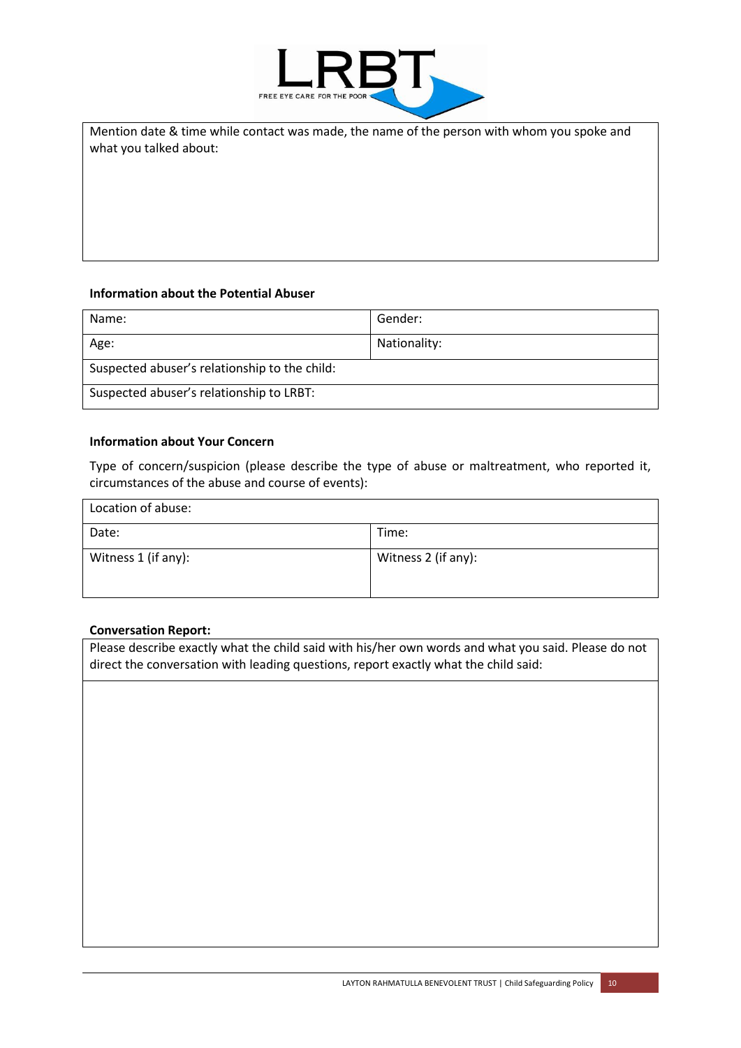| Mention date & time while contact was made, the name of the person with whom you spoke and what you talked about: |
|---|
| |

**Information about the Potential Abuser**

| Name: | Gender: |
|---|---|
| Age: | Nationality: |
| Suspected abuser's relationship to the child: | |
| Suspected abuser's relationship to LRBT: | |

**Information about Your Concern**

Type of concern/suspicion (please describe the type of abuse or maltreatment, who reported it, circumstances of the abuse and course of events):

| Location of abuse: | |
|---|---|
| Date: | Time: |
| Witness 1 (if any): | Witness 2 (if any): |

**Conversation Report:**

| Please describe exactly what the child said with his/her own words and what you said. Please do not direct the conversation with leading questions, report exactly what the child said: |
|---|
| |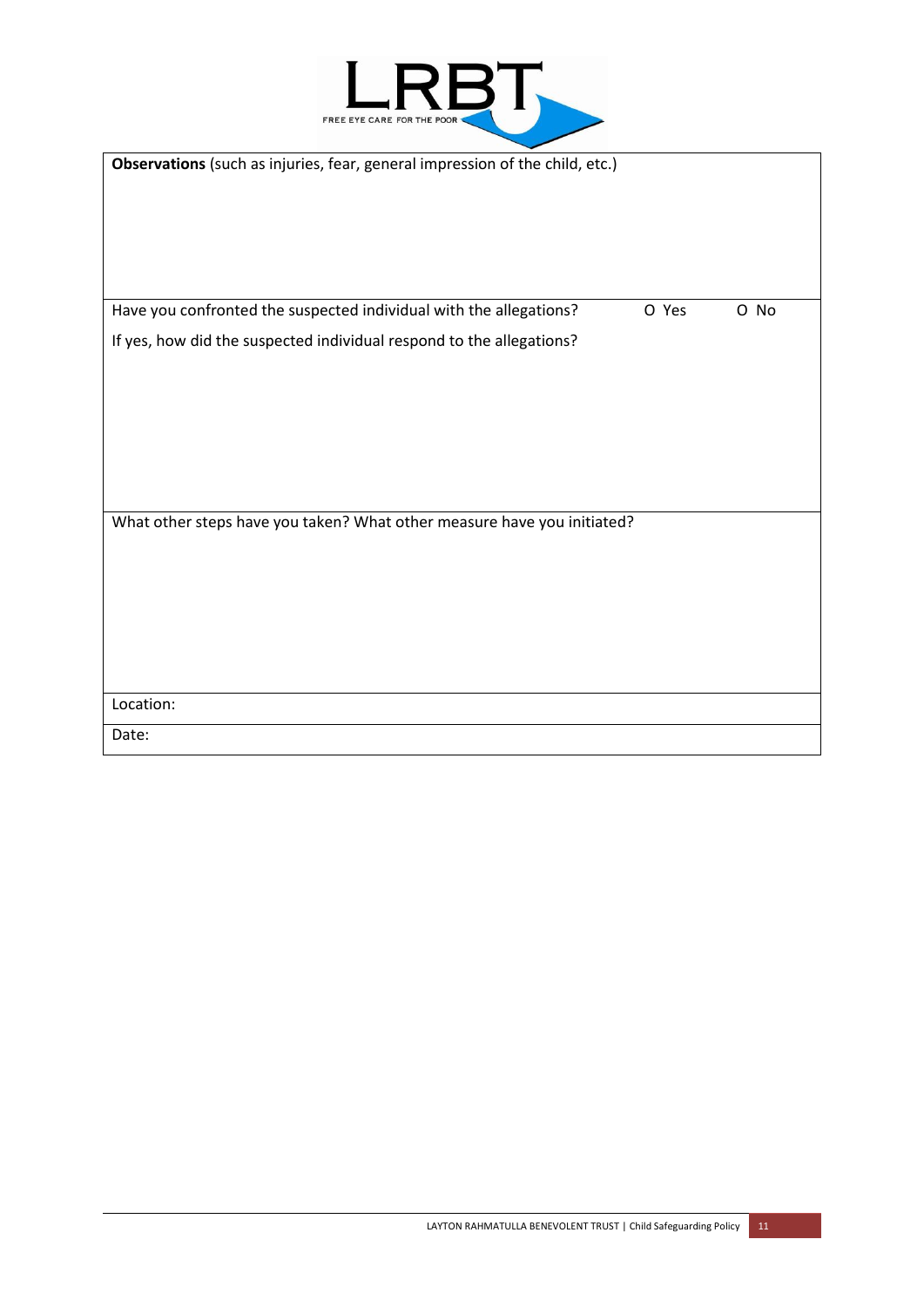| **Observations** (such as injuries, fear, general impression of the child, etc.) |
|---|
| |
| Have you confronted the suspected individual with the allegations? O Yes O No<br>If yes, how did the suspected individual respond to the allegations? |
| What other steps have you taken? What other measure have you initiated? |
| Location: |
| Date: |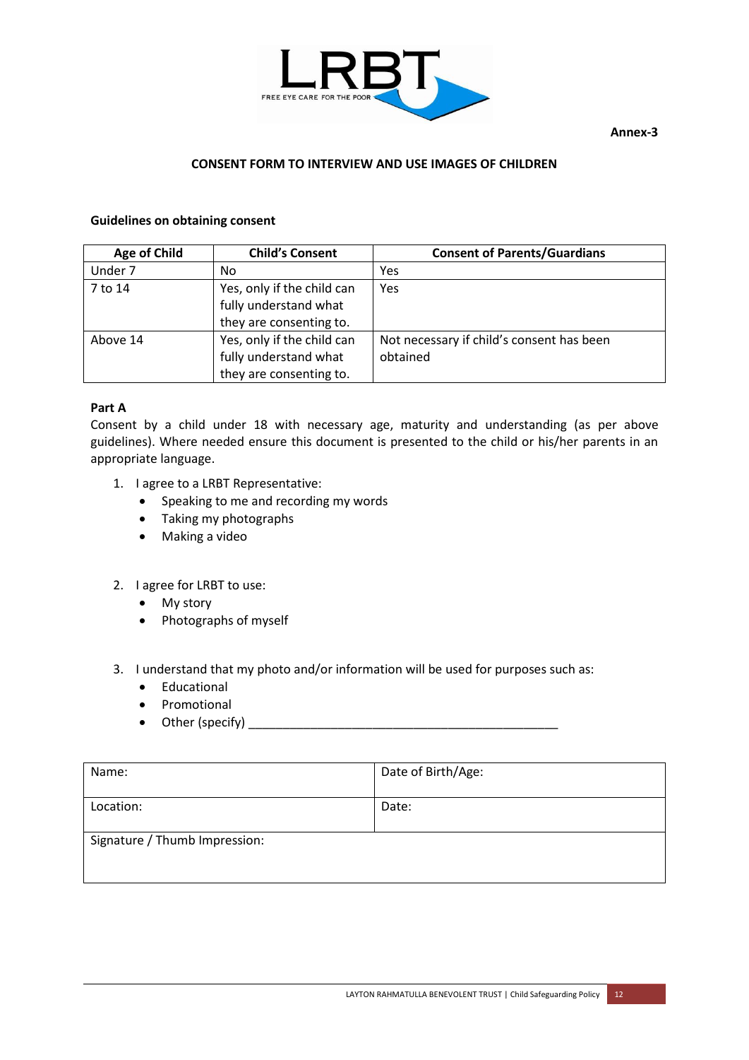Annex-3

## CONSENT FORM TO INTERVIEW AND USE IMAGES OF CHILDREN

**Guidelines on obtaining consent**

| Age of Child | Child's Consent | Consent of Parents/Guardians |
|---|---|---|
| Under 7 | No | Yes |
| 7 to 14 | Yes, only if the child can fully understand what they are consenting to. | Yes |
| Above 14 | Yes, only if the child can fully understand what they are consenting to. | Not necessary if child's consent has been obtained |

**Part A**

Consent by a child under 18 with necessary age, maturity and understanding (as per above guidelines). Where needed ensure this document is presented to the child or his/her parents in an appropriate language.

1. I agree to a LRBT Representative:
   - Speaking to me and recording my words
   - Taking my photographs
   - Making a video

2. I agree for LRBT to use:
   - My story
   - Photographs of myself

3. I understand that my photo and/or information will be used for purposes such as:
   - Educational
   - Promotional
   - Other (specify) ______________________________________________

| Name: | Date of Birth/Age: |
|---|---|
| Location: | Date: |
| Signature / Thumb Impression: | |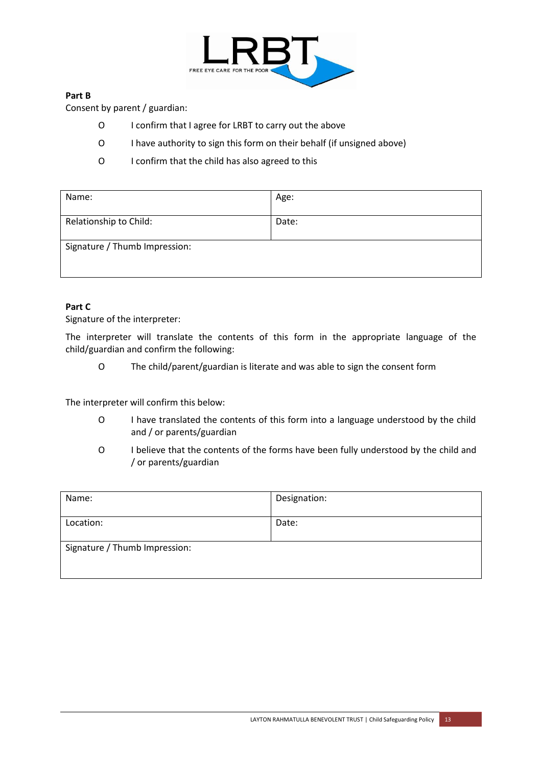**Part B**

Consent by parent / guardian:

- O I confirm that I agree for LRBT to carry out the above
- O I have authority to sign this form on their behalf (if unsigned above)
- O I confirm that the child has also agreed to this

| Name: | Age: |
|---|---|
| Relationship to Child: | Date: |
| Signature / Thumb Impression: | |

**Part C**

Signature of the interpreter:

The interpreter will translate the contents of this form in the appropriate language of the child/guardian and confirm the following:

- O The child/parent/guardian is literate and was able to sign the consent form

The interpreter will confirm this below:

- O I have translated the contents of this form into a language understood by the child and / or parents/guardian
- O I believe that the contents of the forms have been fully understood by the child and / or parents/guardian

| Name: | Designation: |
|---|---|
| Location: | Date: |
| Signature / Thumb Impression: | |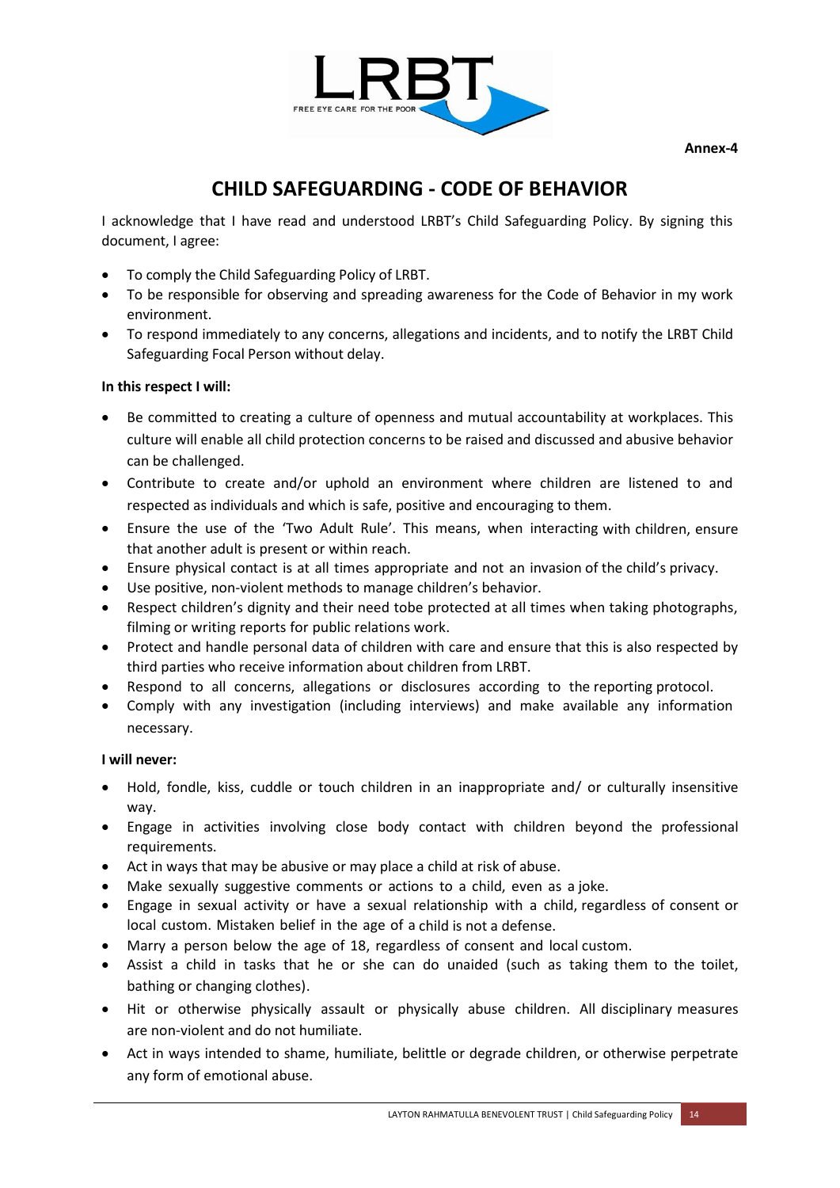Annex-4

# CHILD SAFEGUARDING - CODE OF BEHAVIOR

I acknowledge that I have read and understood LRBT's Child Safeguarding Policy. By signing this document, I agree:

- To comply the Child Safeguarding Policy of LRBT.
- To be responsible for observing and spreading awareness for the Code of Behavior in my work environment.
- To respond immediately to any concerns, allegations and incidents, and to notify the LRBT Child Safeguarding Focal Person without delay.

**In this respect I will:**

- Be committed to creating a culture of openness and mutual accountability at workplaces. This culture will enable all child protection concerns to be raised and discussed and abusive behavior can be challenged.
- Contribute to create and/or uphold an environment where children are listened to and respected as individuals and which is safe, positive and encouraging to them.
- Ensure the use of the 'Two Adult Rule'. This means, when interacting with children, ensure that another adult is present or within reach.
- Ensure physical contact is at all times appropriate and not an invasion of the child's privacy.
- Use positive, non-violent methods to manage children's behavior.
- Respect children's dignity and their need tobe protected at all times when taking photographs, filming or writing reports for public relations work.
- Protect and handle personal data of children with care and ensure that this is also respected by third parties who receive information about children from LRBT.
- Respond to all concerns, allegations or disclosures according to the reporting protocol.
- Comply with any investigation (including interviews) and make available any information necessary.

**I will never:**

- Hold, fondle, kiss, cuddle or touch children in an inappropriate and/ or culturally insensitive way.
- Engage in activities involving close body contact with children beyond the professional requirements.
- Act in ways that may be abusive or may place a child at risk of abuse.
- Make sexually suggestive comments or actions to a child, even as a joke.
- Engage in sexual activity or have a sexual relationship with a child, regardless of consent or local custom. Mistaken belief in the age of a child is not a defense.
- Marry a person below the age of 18, regardless of consent and local custom.
- Assist a child in tasks that he or she can do unaided (such as taking them to the toilet, bathing or changing clothes).
- Hit or otherwise physically assault or physically abuse children. All disciplinary measures are non-violent and do not humiliate.
- Act in ways intended to shame, humiliate, belittle or degrade children, or otherwise perpetrate any form of emotional abuse.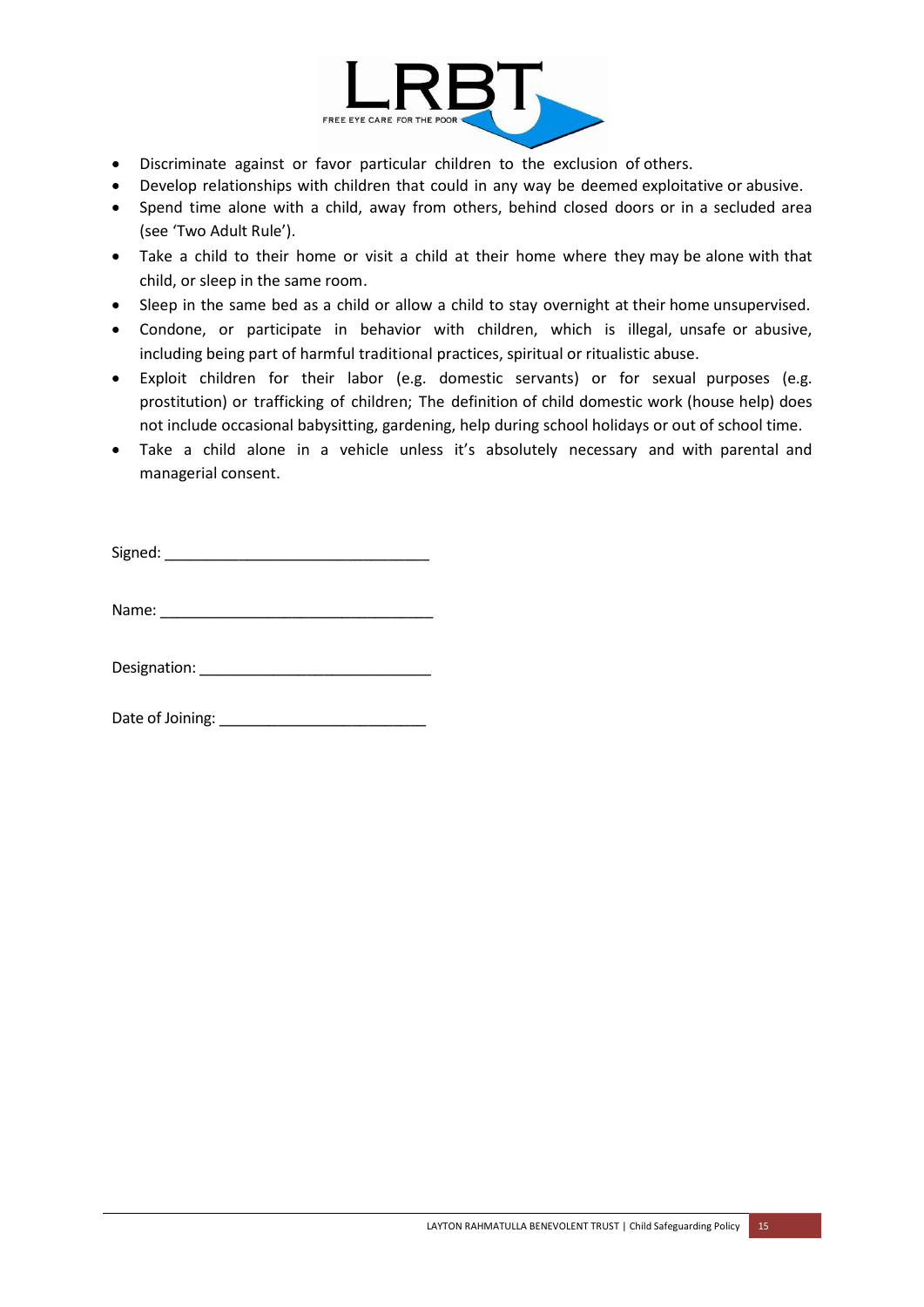- Discriminate against or favor particular children to the exclusion of others.
- Develop relationships with children that could in any way be deemed exploitative or abusive.
- Spend time alone with a child, away from others, behind closed doors or in a secluded area (see 'Two Adult Rule').
- Take a child to their home or visit a child at their home where they may be alone with that child, or sleep in the same room.
- Sleep in the same bed as a child or allow a child to stay overnight at their home unsupervised.
- Condone, or participate in behavior with children, which is illegal, unsafe or abusive, including being part of harmful traditional practices, spiritual or ritualistic abuse.
- Exploit children for their labor (e.g. domestic servants) or for sexual purposes (e.g. prostitution) or trafficking of children; The definition of child domestic work (house help) does not include occasional babysitting, gardening, help during school holidays or out of school time.
- Take a child alone in a vehicle unless it's absolutely necessary and with parental and managerial consent.

Signed: ________________________________

Name: _________________________________

Designation: ____________________________

Date of Joining: _________________________